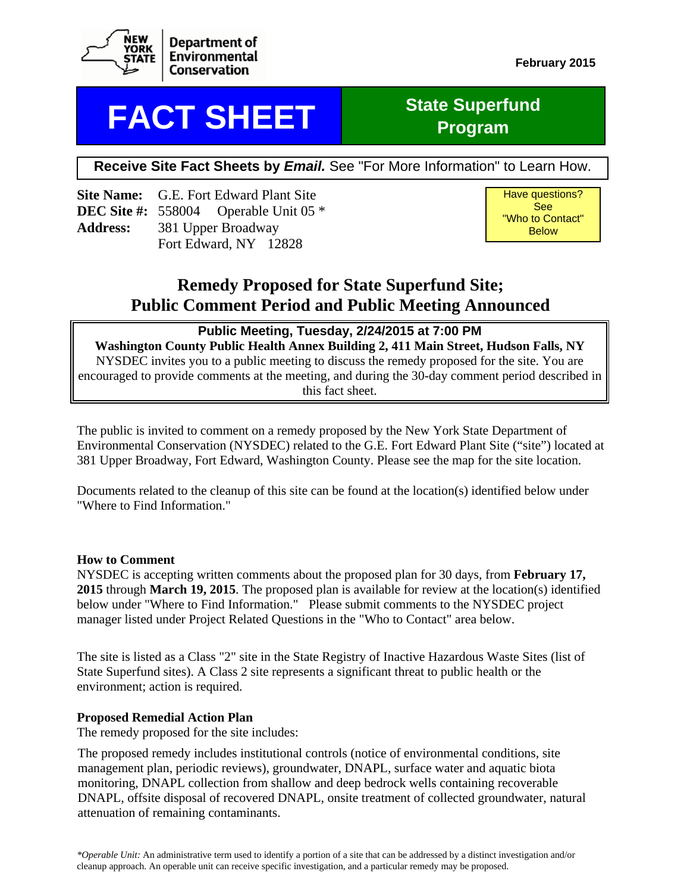New York State Department of Environmental Conservation

February 2015

# FACT SHEET

## State Superfund Program

**Receive Site Fact Sheets by *Email.*** See "For More Information" to Learn How.

**Site Name:** G.E. Fort Edward Plant Site
**DEC Site #:** 558004 Operable Unit 05 *
**Address:** 381 Upper Broadway
Fort Edward, NY 12828

Have questions? See "Who to Contact" Below

## Remedy Proposed for State Superfund Site; Public Comment Period and Public Meeting Announced

**Public Meeting, Tuesday, 2/24/2015 at 7:00 PM**
**Washington County Public Health Annex Building 2, 411 Main Street, Hudson Falls, NY**
NYSDEC invites you to a public meeting to discuss the remedy proposed for the site. You are encouraged to provide comments at the meeting, and during the 30-day comment period described in this fact sheet.

The public is invited to comment on a remedy proposed by the New York State Department of Environmental Conservation (NYSDEC) related to the G.E. Fort Edward Plant Site ("site") located at 381 Upper Broadway, Fort Edward, Washington County. Please see the map for the site location.

Documents related to the cleanup of this site can be found at the location(s) identified below under "Where to Find Information."

### How to Comment

NYSDEC is accepting written comments about the proposed plan for 30 days, from **February 17, 2015** through **March 19, 2015**. The proposed plan is available for review at the location(s) identified below under "Where to Find Information." Please submit comments to the NYSDEC project manager listed under Project Related Questions in the "Who to Contact" area below.

The site is listed as a Class "2" site in the State Registry of Inactive Hazardous Waste Sites (list of State Superfund sites). A Class 2 site represents a significant threat to public health or the environment; action is required.

### Proposed Remedial Action Plan

The remedy proposed for the site includes:

The proposed remedy includes institutional controls (notice of environmental conditions, site management plan, periodic reviews), groundwater, DNAPL, surface water and aquatic biota monitoring, DNAPL collection from shallow and deep bedrock wells containing recoverable DNAPL, offsite disposal of recovered DNAPL, onsite treatment of collected groundwater, natural attenuation of remaining contaminants.

**Operable Unit:* An administrative term used to identify a portion of a site that can be addressed by a distinct investigation and/or cleanup approach. An operable unit can receive specific investigation, and a particular remedy may be proposed.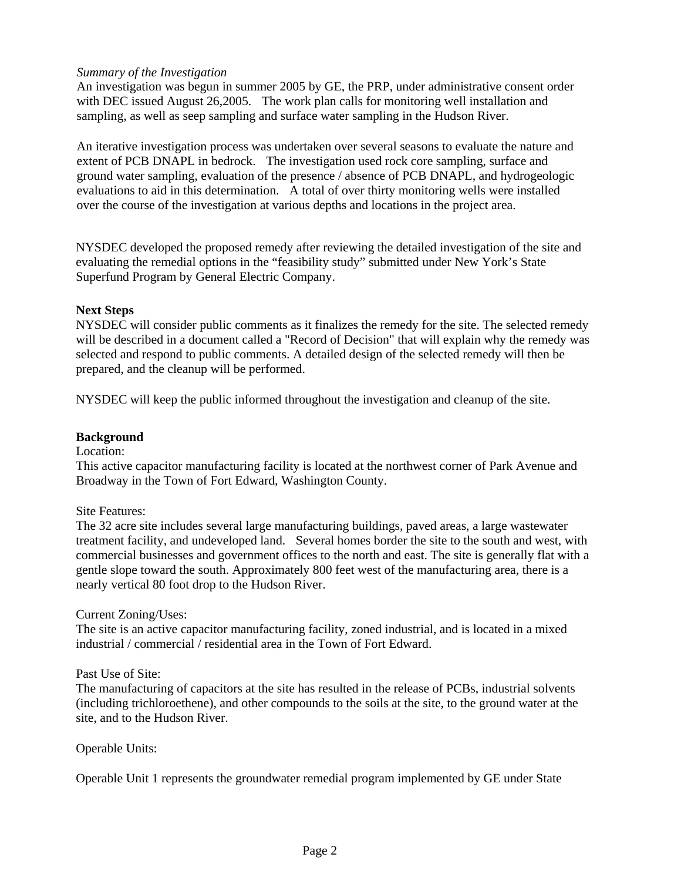*Summary of the Investigation*
An investigation was begun in summer 2005 by GE, the PRP, under administrative consent order with DEC issued August 26,2005. The work plan calls for monitoring well installation and sampling, as well as seep sampling and surface water sampling in the Hudson River.

An iterative investigation process was undertaken over several seasons to evaluate the nature and extent of PCB DNAPL in bedrock. The investigation used rock core sampling, surface and ground water sampling, evaluation of the presence / absence of PCB DNAPL, and hydrogeologic evaluations to aid in this determination. A total of over thirty monitoring wells were installed over the course of the investigation at various depths and locations in the project area.

NYSDEC developed the proposed remedy after reviewing the detailed investigation of the site and evaluating the remedial options in the "feasibility study" submitted under New York's State Superfund Program by General Electric Company.

**Next Steps**
NYSDEC will consider public comments as it finalizes the remedy for the site. The selected remedy will be described in a document called a "Record of Decision" that will explain why the remedy was selected and respond to public comments. A detailed design of the selected remedy will then be prepared, and the cleanup will be performed.

NYSDEC will keep the public informed throughout the investigation and cleanup of the site.

**Background**
Location:
This active capacitor manufacturing facility is located at the northwest corner of Park Avenue and Broadway in the Town of Fort Edward, Washington County.

Site Features:
The 32 acre site includes several large manufacturing buildings, paved areas, a large wastewater treatment facility, and undeveloped land. Several homes border the site to the south and west, with commercial businesses and government offices to the north and east. The site is generally flat with a gentle slope toward the south. Approximately 800 feet west of the manufacturing area, there is a nearly vertical 80 foot drop to the Hudson River.

Current Zoning/Uses:
The site is an active capacitor manufacturing facility, zoned industrial, and is located in a mixed industrial / commercial / residential area in the Town of Fort Edward.

Past Use of Site:
The manufacturing of capacitors at the site has resulted in the release of PCBs, industrial solvents (including trichloroethene), and other compounds to the soils at the site, to the ground water at the site, and to the Hudson River.

Operable Units:

Operable Unit 1 represents the groundwater remedial program implemented by GE under State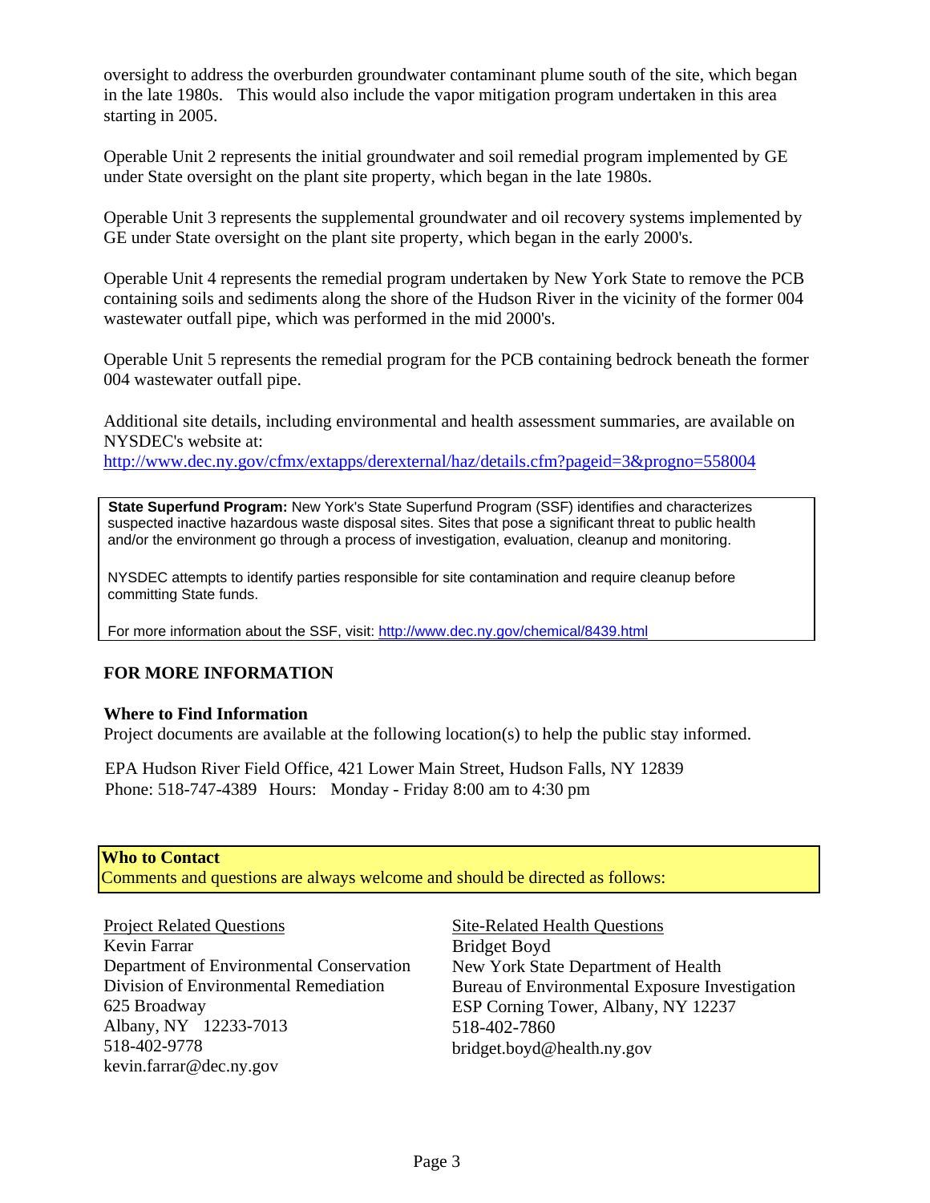oversight to address the overburden groundwater contaminant plume south of the site, which began in the late 1980s. This would also include the vapor mitigation program undertaken in this area starting in 2005.

Operable Unit 2 represents the initial groundwater and soil remedial program implemented by GE under State oversight on the plant site property, which began in the late 1980s.

Operable Unit 3 represents the supplemental groundwater and oil recovery systems implemented by GE under State oversight on the plant site property, which began in the early 2000's.

Operable Unit 4 represents the remedial program undertaken by New York State to remove the PCB containing soils and sediments along the shore of the Hudson River in the vicinity of the former 004 wastewater outfall pipe, which was performed in the mid 2000's.

Operable Unit 5 represents the remedial program for the PCB containing bedrock beneath the former 004 wastewater outfall pipe.

Additional site details, including environmental and health assessment summaries, are available on NYSDEC's website at:
http://www.dec.ny.gov/cfmx/extapps/derexternal/haz/details.cfm?pageid=3&progno=558004

**State Superfund Program:** New York's State Superfund Program (SSF) identifies and characterizes suspected inactive hazardous waste disposal sites. Sites that pose a significant threat to public health and/or the environment go through a process of investigation, evaluation, cleanup and monitoring.

NYSDEC attempts to identify parties responsible for site contamination and require cleanup before committing State funds.

For more information about the SSF, visit: http://www.dec.ny.gov/chemical/8439.html

## FOR MORE INFORMATION

### Where to Find Information

Project documents are available at the following location(s) to help the public stay informed.

EPA Hudson River Field Office, 421 Lower Main Street, Hudson Falls, NY 12839
Phone: 518-747-4389 Hours: Monday - Friday 8:00 am to 4:30 pm

### Who to Contact

Comments and questions are always welcome and should be directed as follows:

Project Related Questions
Kevin Farrar
Department of Environmental Conservation
Division of Environmental Remediation
625 Broadway
Albany, NY 12233-7013
518-402-9778
kevin.farrar@dec.ny.gov

Site-Related Health Questions
Bridget Boyd
New York State Department of Health
Bureau of Environmental Exposure Investigation
ESP Corning Tower, Albany, NY 12237
518-402-7860
bridget.boyd@health.ny.gov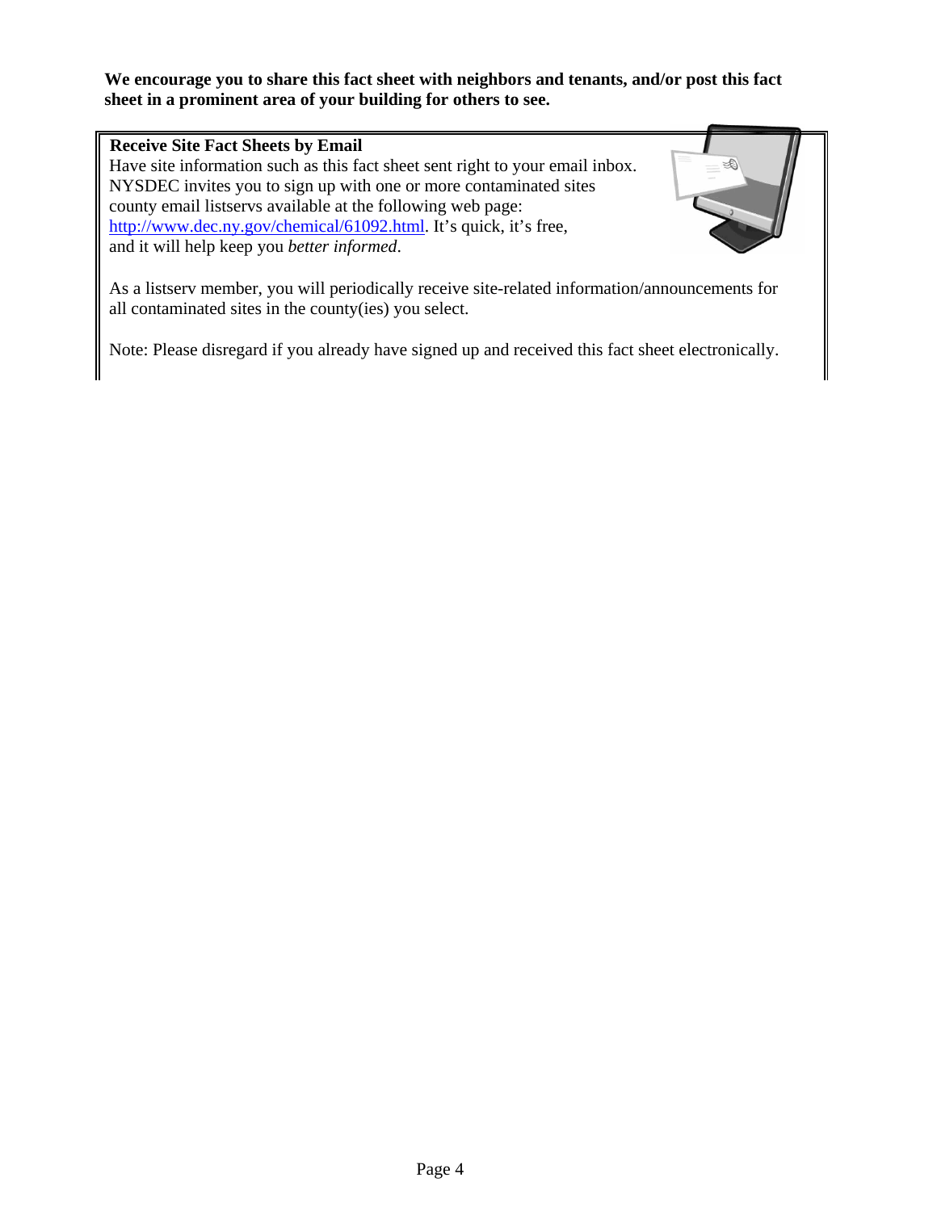**We encourage you to share this fact sheet with neighbors and tenants, and/or post this fact sheet in a prominent area of your building for others to see.**

**Receive Site Fact Sheets by Email**

Have site information such as this fact sheet sent right to your email inbox. NYSDEC invites you to sign up with one or more contaminated sites county email listservs available at the following web page: http://www.dec.ny.gov/chemical/61092.html. It's quick, it's free, and it will help keep you *better informed*.

As a listserv member, you will periodically receive site-related information/announcements for all contaminated sites in the county(ies) you select.

Note: Please disregard if you already have signed up and received this fact sheet electronically.